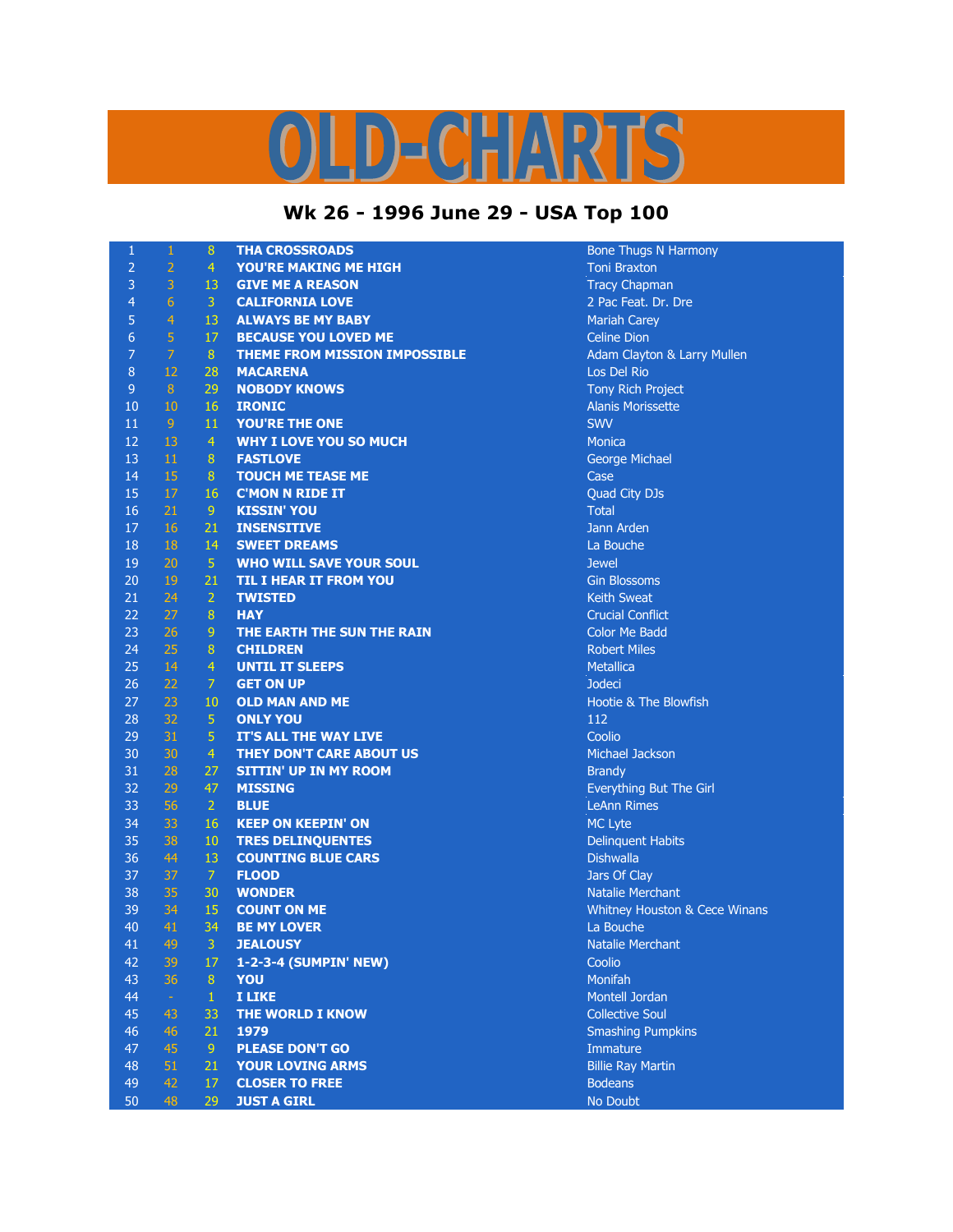# OLD-CHARTS

## Wk 26 - 1996 June 29 - USA Top 100

| | | | | |
|---|---|---|---|---|
| 1 | 1 | 8 | THA CROSSROADS | Bone Thugs N Harmony |
| 2 | 2 | 4 | YOU'RE MAKING ME HIGH | Toni Braxton |
| 3 | 3 | 13 | GIVE ME A REASON | Tracy Chapman |
| 4 | 6 | 3 | CALIFORNIA LOVE | 2 Pac Feat. Dr. Dre |
| 5 | 4 | 13 | ALWAYS BE MY BABY | Mariah Carey |
| 6 | 5 | 17 | BECAUSE YOU LOVED ME | Celine Dion |
| 7 | 7 | 8 | THEME FROM MISSION IMPOSSIBLE | Adam Clayton & Larry Mullen |
| 8 | 12 | 28 | MACARENA | Los Del Rio |
| 9 | 8 | 29 | NOBODY KNOWS | Tony Rich Project |
| 10 | 10 | 16 | IRONIC | Alanis Morissette |
| 11 | 9 | 11 | YOU'RE THE ONE | SWV |
| 12 | 13 | 4 | WHY I LOVE YOU SO MUCH | Monica |
| 13 | 11 | 8 | FASTLOVE | George Michael |
| 14 | 15 | 8 | TOUCH ME TEASE ME | Case |
| 15 | 17 | 16 | C'MON N RIDE IT | Quad City DJs |
| 16 | 21 | 9 | KISSIN' YOU | Total |
| 17 | 16 | 21 | INSENSITIVE | Jann Arden |
| 18 | 18 | 14 | SWEET DREAMS | La Bouche |
| 19 | 20 | 5 | WHO WILL SAVE YOUR SOUL | Jewel |
| 20 | 19 | 21 | TIL I HEAR IT FROM YOU | Gin Blossoms |
| 21 | 24 | 2 | TWISTED | Keith Sweat |
| 22 | 27 | 8 | HAY | Crucial Conflict |
| 23 | 26 | 9 | THE EARTH THE SUN THE RAIN | Color Me Badd |
| 24 | 25 | 8 | CHILDREN | Robert Miles |
| 25 | 14 | 4 | UNTIL IT SLEEPS | Metallica |
| 26 | 22 | 7 | GET ON UP | Jodeci |
| 27 | 23 | 10 | OLD MAN AND ME | Hootie & The Blowfish |
| 28 | 32 | 5 | ONLY YOU | 112 |
| 29 | 31 | 5 | IT'S ALL THE WAY LIVE | Coolio |
| 30 | 30 | 4 | THEY DON'T CARE ABOUT US | Michael Jackson |
| 31 | 28 | 27 | SITTIN' UP IN MY ROOM | Brandy |
| 32 | 29 | 47 | MISSING | Everything But The Girl |
| 33 | 56 | 2 | BLUE | LeAnn Rimes |
| 34 | 33 | 16 | KEEP ON KEEPIN' ON | MC Lyte |
| 35 | 38 | 10 | TRES DELINQUENTES | Delinquent Habits |
| 36 | 44 | 13 | COUNTING BLUE CARS | Dishwalla |
| 37 | 37 | 7 | FLOOD | Jars Of Clay |
| 38 | 35 | 30 | WONDER | Natalie Merchant |
| 39 | 34 | 15 | COUNT ON ME | Whitney Houston & Cece Winans |
| 40 | 41 | 34 | BE MY LOVER | La Bouche |
| 41 | 49 | 3 | JEALOUSY | Natalie Merchant |
| 42 | 39 | 17 | 1-2-3-4 (SUMPIN' NEW) | Coolio |
| 43 | 36 | 8 | YOU | Monifah |
| 44 | - | 1 | I LIKE | Montell Jordan |
| 45 | 43 | 33 | THE WORLD I KNOW | Collective Soul |
| 46 | 46 | 21 | 1979 | Smashing Pumpkins |
| 47 | 45 | 9 | PLEASE DON'T GO | Immature |
| 48 | 51 | 21 | YOUR LOVING ARMS | Billie Ray Martin |
| 49 | 42 | 17 | CLOSER TO FREE | Bodeans |
| 50 | 48 | 29 | JUST A GIRL | No Doubt |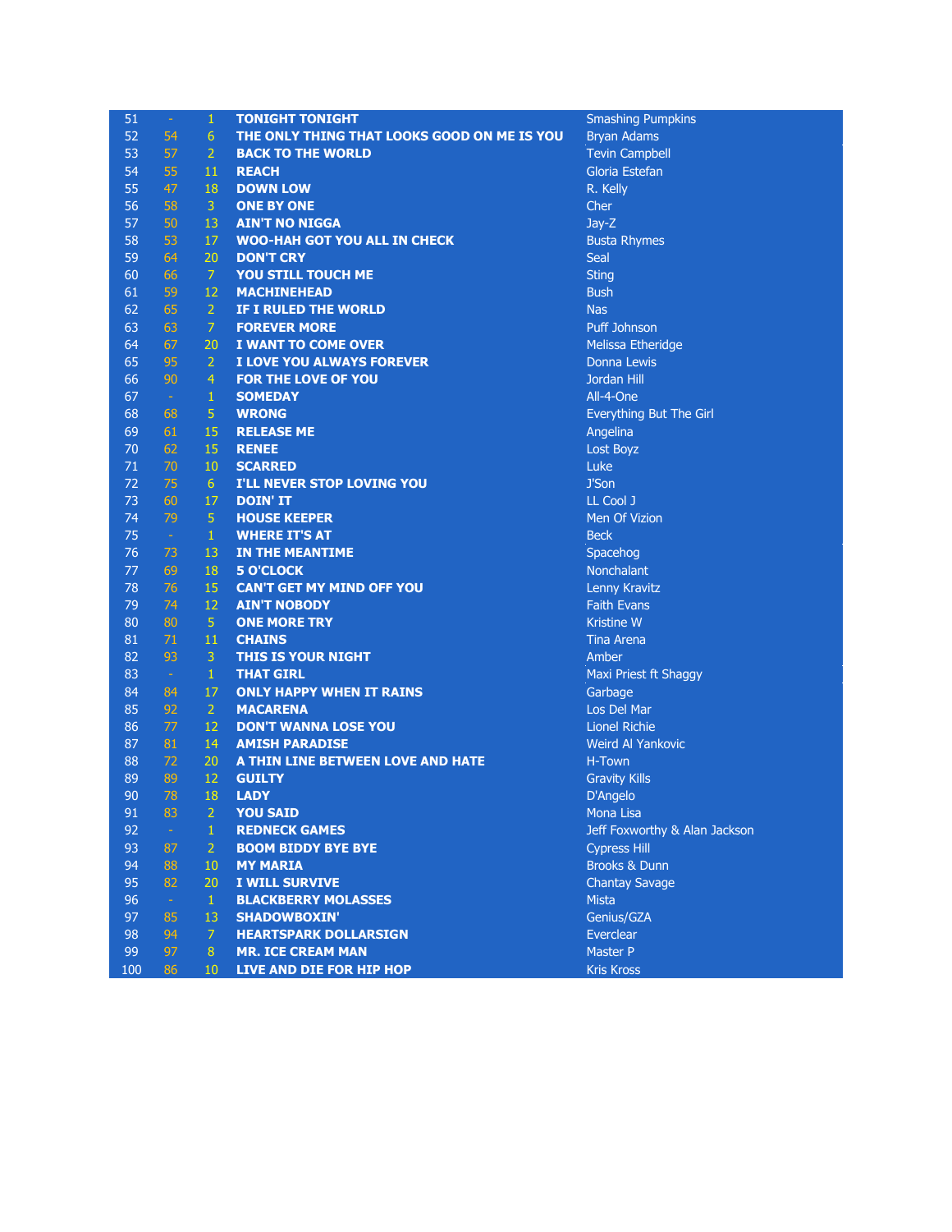| | | | | |
|---|---|---|---|---|
| 51 | - | 1 | TONIGHT TONIGHT | Smashing Pumpkins |
| 52 | 54 | 6 | THE ONLY THING THAT LOOKS GOOD ON ME IS YOU | Bryan Adams |
| 53 | 57 | 2 | BACK TO THE WORLD | Tevin Campbell |
| 54 | 55 | 11 | REACH | Gloria Estefan |
| 55 | 47 | 18 | DOWN LOW | R. Kelly |
| 56 | 58 | 3 | ONE BY ONE | Cher |
| 57 | 50 | 13 | AIN'T NO NIGGA | Jay-Z |
| 58 | 53 | 17 | WOO-HAH GOT YOU ALL IN CHECK | Busta Rhymes |
| 59 | 64 | 20 | DON'T CRY | Seal |
| 60 | 66 | 7 | YOU STILL TOUCH ME | Sting |
| 61 | 59 | 12 | MACHINEHEAD | Bush |
| 62 | 65 | 2 | IF I RULED THE WORLD | Nas |
| 63 | 63 | 7 | FOREVER MORE | Puff Johnson |
| 64 | 67 | 20 | I WANT TO COME OVER | Melissa Etheridge |
| 65 | 95 | 2 | I LOVE YOU ALWAYS FOREVER | Donna Lewis |
| 66 | 90 | 4 | FOR THE LOVE OF YOU | Jordan Hill |
| 67 | - | 1 | SOMEDAY | All-4-One |
| 68 | 68 | 5 | WRONG | Everything But The Girl |
| 69 | 61 | 15 | RELEASE ME | Angelina |
| 70 | 62 | 15 | RENEE | Lost Boyz |
| 71 | 70 | 10 | SCARRED | Luke |
| 72 | 75 | 6 | I'LL NEVER STOP LOVING YOU | J'Son |
| 73 | 60 | 17 | DOIN' IT | LL Cool J |
| 74 | 79 | 5 | HOUSE KEEPER | Men Of Vizion |
| 75 | - | 1 | WHERE IT'S AT | Beck |
| 76 | 73 | 13 | IN THE MEANTIME | Spacehog |
| 77 | 69 | 18 | 5 O'CLOCK | Nonchalant |
| 78 | 76 | 15 | CAN'T GET MY MIND OFF YOU | Lenny Kravitz |
| 79 | 74 | 12 | AIN'T NOBODY | Faith Evans |
| 80 | 80 | 5 | ONE MORE TRY | Kristine W |
| 81 | 71 | 11 | CHAINS | Tina Arena |
| 82 | 93 | 3 | THIS IS YOUR NIGHT | Amber |
| 83 | - | 1 | THAT GIRL | Maxi Priest ft Shaggy |
| 84 | 84 | 17 | ONLY HAPPY WHEN IT RAINS | Garbage |
| 85 | 92 | 2 | MACARENA | Los Del Mar |
| 86 | 77 | 12 | DON'T WANNA LOSE YOU | Lionel Richie |
| 87 | 81 | 14 | AMISH PARADISE | Weird Al Yankovic |
| 88 | 72 | 20 | A THIN LINE BETWEEN LOVE AND HATE | H-Town |
| 89 | 89 | 12 | GUILTY | Gravity Kills |
| 90 | 78 | 18 | LADY | D'Angelo |
| 91 | 83 | 2 | YOU SAID | Mona Lisa |
| 92 | - | 1 | REDNECK GAMES | Jeff Foxworthy & Alan Jackson |
| 93 | 87 | 2 | BOOM BIDDY BYE BYE | Cypress Hill |
| 94 | 88 | 10 | MY MARIA | Brooks & Dunn |
| 95 | 82 | 20 | I WILL SURVIVE | Chantay Savage |
| 96 | - | 1 | BLACKBERRY MOLASSES | Mista |
| 97 | 85 | 13 | SHADOWBOXIN' | Genius/GZA |
| 98 | 94 | 7 | HEARTSPARK DOLLARSIGN | Everclear |
| 99 | 97 | 8 | MR. ICE CREAM MAN | Master P |
| 100 | 86 | 10 | LIVE AND DIE FOR HIP HOP | Kris Kross |